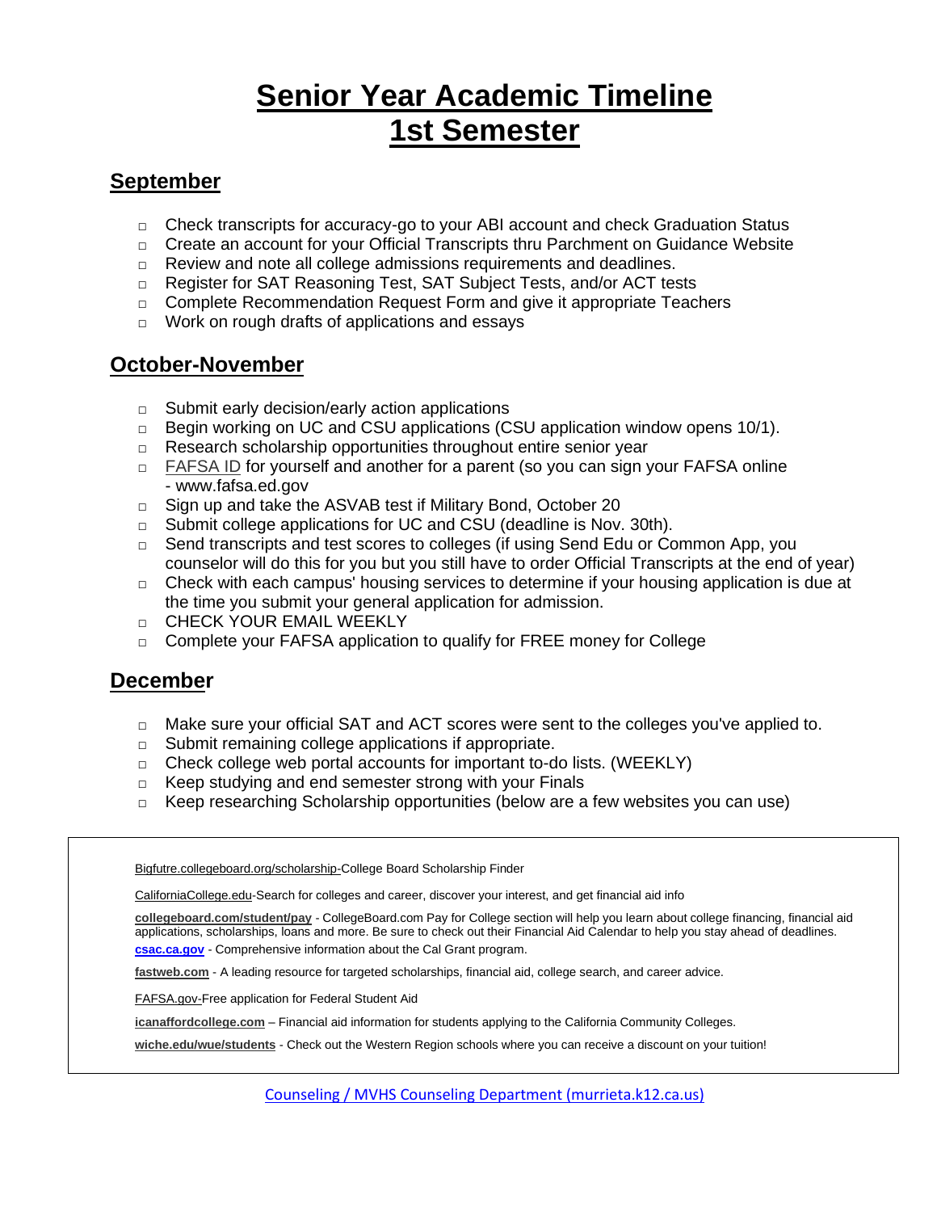# Senior Year Academic Timeline
# 1st Semester

## September

- □ Check transcripts for accuracy-go to your ABI account and check Graduation Status
- □ Create an account for your Official Transcripts thru Parchment on Guidance Website
- □ Review and note all college admissions requirements and deadlines.
- □ Register for SAT Reasoning Test, SAT Subject Tests, and/or ACT tests
- □ Complete Recommendation Request Form and give it appropriate Teachers
- □ Work on rough drafts of applications and essays

## October-November

- □ Submit early decision/early action applications
- □ Begin working on UC and CSU applications (CSU application window opens 10/1).
- □ Research scholarship opportunities throughout entire senior year
- □ FAFSA ID for yourself and another for a parent (so you can sign your FAFSA online - www.fafsa.ed.gov
- □ Sign up and take the ASVAB test if Military Bond, October 20
- □ Submit college applications for UC and CSU (deadline is Nov. 30th).
- □ Send transcripts and test scores to colleges (if using Send Edu or Common App, you counselor will do this for you but you still have to order Official Transcripts at the end of year)
- □ Check with each campus' housing services to determine if your housing application is due at the time you submit your general application for admission.
- □ CHECK YOUR EMAIL WEEKLY
- □ Complete your FAFSA application to qualify for FREE money for College

## December

- □ Make sure your official SAT and ACT scores were sent to the colleges you've applied to.
- □ Submit remaining college applications if appropriate.
- □ Check college web portal accounts for important to-do lists. (WEEKLY)
- □ Keep studying and end semester strong with your Finals
- □ Keep researching Scholarship opportunities (below are a few websites you can use)

---

Bigfutre.collegeboard.org/scholarship-College Board Scholarship Finder

CaliforniaCollege.edu-Search for colleges and career, discover your interest, and get financial aid info

**collegeboard.com/student/pay** - CollegeBoard.com Pay for College section will help you learn about college financing, financial aid applications, scholarships, loans and more. Be sure to check out their Financial Aid Calendar to help you stay ahead of deadlines.

**csac.ca.gov** - Comprehensive information about the Cal Grant program.

**fastweb.com** - A leading resource for targeted scholarships, financial aid, college search, and career advice.

FAFSA.gov-Free application for Federal Student Aid

**icanaffordcollege.com** – Financial aid information for students applying to the California Community Colleges.

**wiche.edu/wue/students** - Check out the Western Region schools where you can receive a discount on your tuition!

---

Counseling / MVHS Counseling Department (murrieta.k12.ca.us)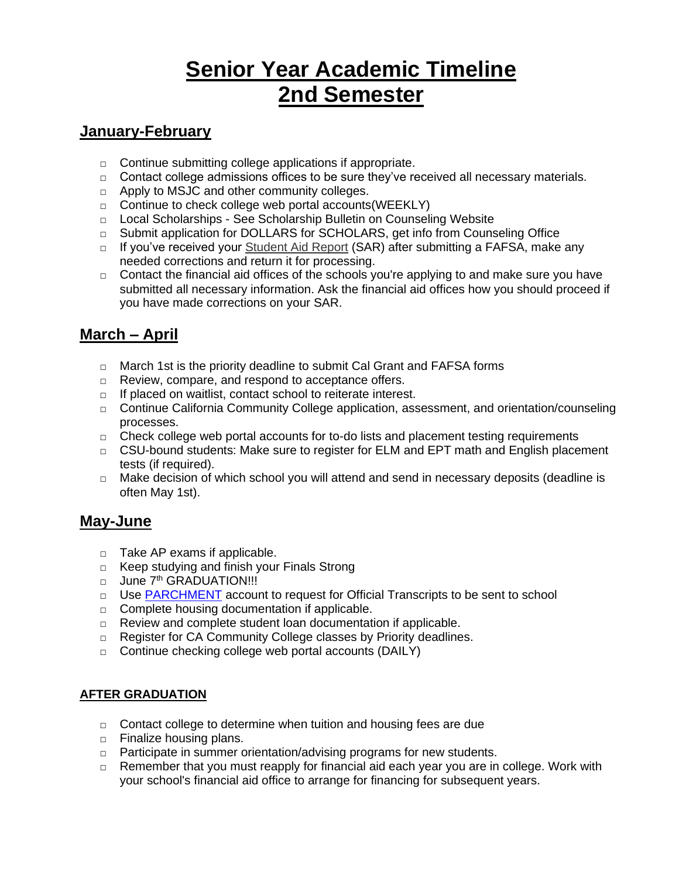# Senior Year Academic Timeline
# 2nd Semester

## January-February

- Continue submitting college applications if appropriate.
- Contact college admissions offices to be sure they've received all necessary materials.
- Apply to MSJC and other community colleges.
- Continue to check college web portal accounts(WEEKLY)
- Local Scholarships - See Scholarship Bulletin on Counseling Website
- Submit application for DOLLARS for SCHOLARS, get info from Counseling Office
- If you've received your Student Aid Report (SAR) after submitting a FAFSA, make any needed corrections and return it for processing.
- Contact the financial aid offices of the schools you're applying to and make sure you have submitted all necessary information. Ask the financial aid offices how you should proceed if you have made corrections on your SAR.

## March – April

- March 1st is the priority deadline to submit Cal Grant and FAFSA forms
- Review, compare, and respond to acceptance offers.
- If placed on waitlist, contact school to reiterate interest.
- Continue California Community College application, assessment, and orientation/counseling processes.
- Check college web portal accounts for to-do lists and placement testing requirements
- CSU-bound students: Make sure to register for ELM and EPT math and English placement tests (if required).
- Make decision of which school you will attend and send in necessary deposits (deadline is often May 1st).

## May-June

- Take AP exams if applicable.
- Keep studying and finish your Finals Strong
- June 7th GRADUATION!!!
- Use PARCHMENT account to request for Official Transcripts to be sent to school
- Complete housing documentation if applicable.
- Review and complete student loan documentation if applicable.
- Register for CA Community College classes by Priority deadlines.
- Continue checking college web portal accounts (DAILY)

### AFTER GRADUATION

- Contact college to determine when tuition and housing fees are due
- Finalize housing plans.
- Participate in summer orientation/advising programs for new students.
- Remember that you must reapply for financial aid each year you are in college. Work with your school's financial aid office to arrange for financing for subsequent years.